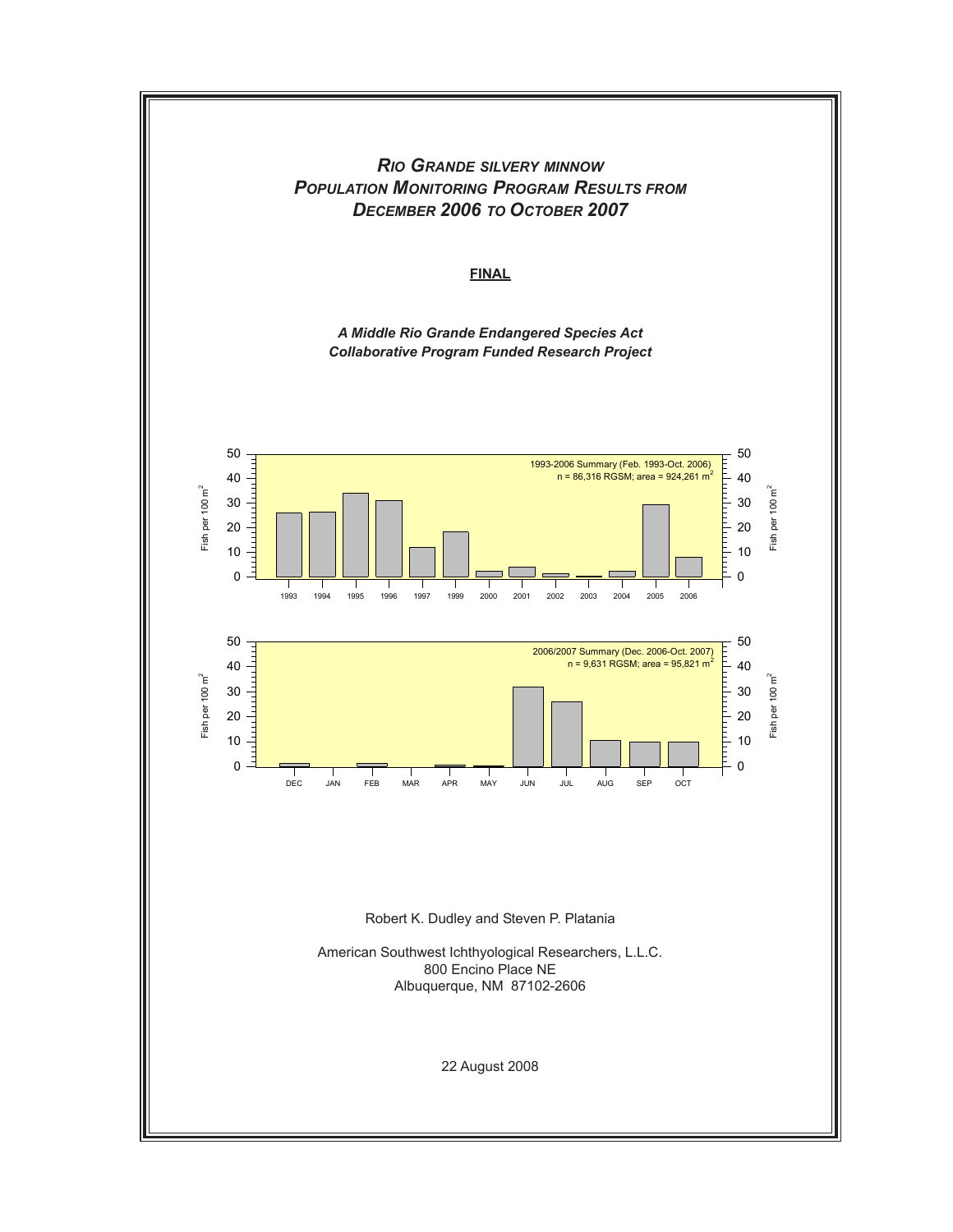# *RIO GRANDE SILVERY MINNOW POPULATION MONITORING PROGRAM RESULTS FROM DECEMBER 2006 TO OCTOBER 2007*

**FINAL**

***A Middle Rio Grande Endangered Species Act Collaborative Program Funded Research Project***

Robert K. Dudley and Steven P. Platania

American Southwest Ichthyological Researchers, L.L.C.
800 Encino Place NE
Albuquerque, NM 87102-2606

22 August 2008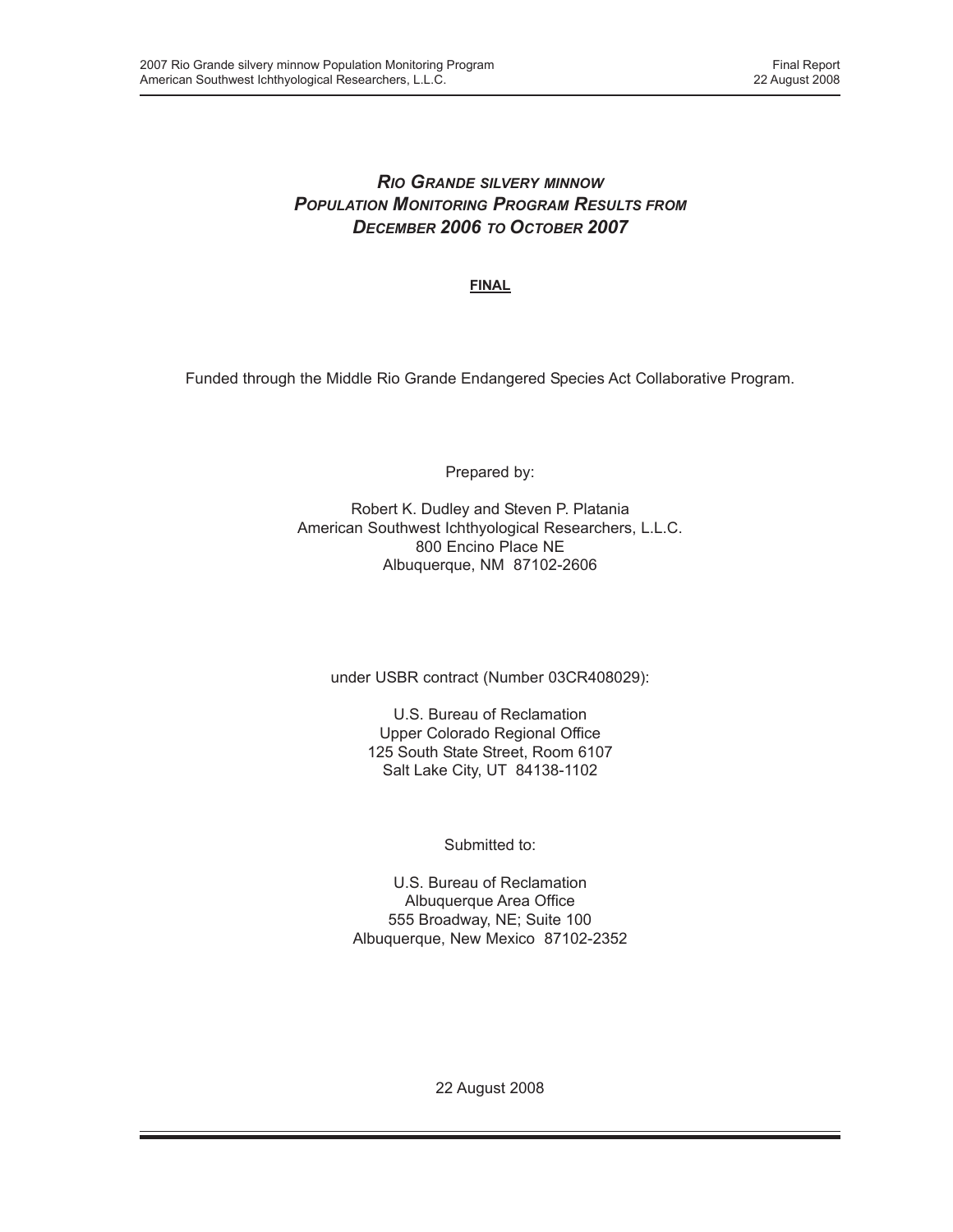# *Rio Grande silvery minnow Population Monitoring Program Results from December 2006 to October 2007*

**FINAL**

Funded through the Middle Rio Grande Endangered Species Act Collaborative Program.

Prepared by:

Robert K. Dudley and Steven P. Platania
American Southwest Ichthyological Researchers, L.L.C.
800 Encino Place NE
Albuquerque, NM 87102-2606

under USBR contract (Number 03CR408029):

U.S. Bureau of Reclamation
Upper Colorado Regional Office
125 South State Street, Room 6107
Salt Lake City, UT 84138-1102

Submitted to:

U.S. Bureau of Reclamation
Albuquerque Area Office
555 Broadway, NE; Suite 100
Albuquerque, New Mexico 87102-2352

22 August 2008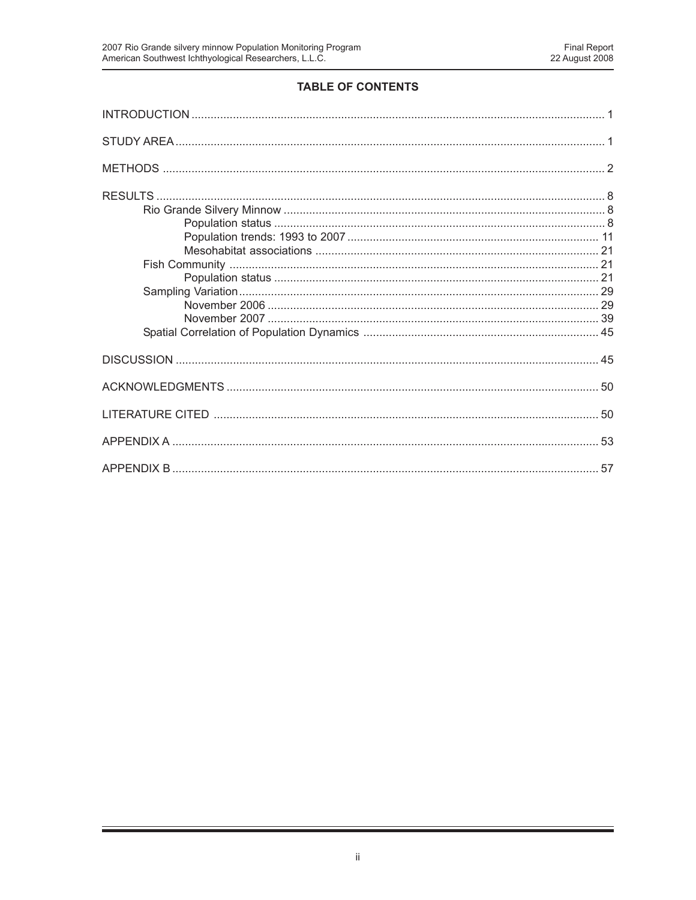## TABLE OF CONTENTS

INTRODUCTION ........................................................................................................................ 1

STUDY AREA ........................................................................................................................... 1

METHODS ................................................................................................................................ 2

RESULTS .................................................................................................................................. 8
- Rio Grande Silvery Minnow ................................................................................................ 8
  - Population status ......................................................................................................... 8
  - Population trends: 1993 to 2007 ............................................................................... 11
  - Mesohabitat associations .......................................................................................... 21
- Fish Community ............................................................................................................... 21
  - Population status ....................................................................................................... 21
- Sampling Variation ........................................................................................................... 29
  - November 2006 .......................................................................................................... 29
  - November 2007 .......................................................................................................... 39
- Spatial Correlation of Population Dynamics ..................................................................... 45

DISCUSSION ........................................................................................................................... 45

ACKNOWLEDGMENTS ............................................................................................................ 50

LITERATURE CITED ............................................................................................................... 50

APPENDIX A ........................................................................................................................... 53

APPENDIX B ........................................................................................................................... 57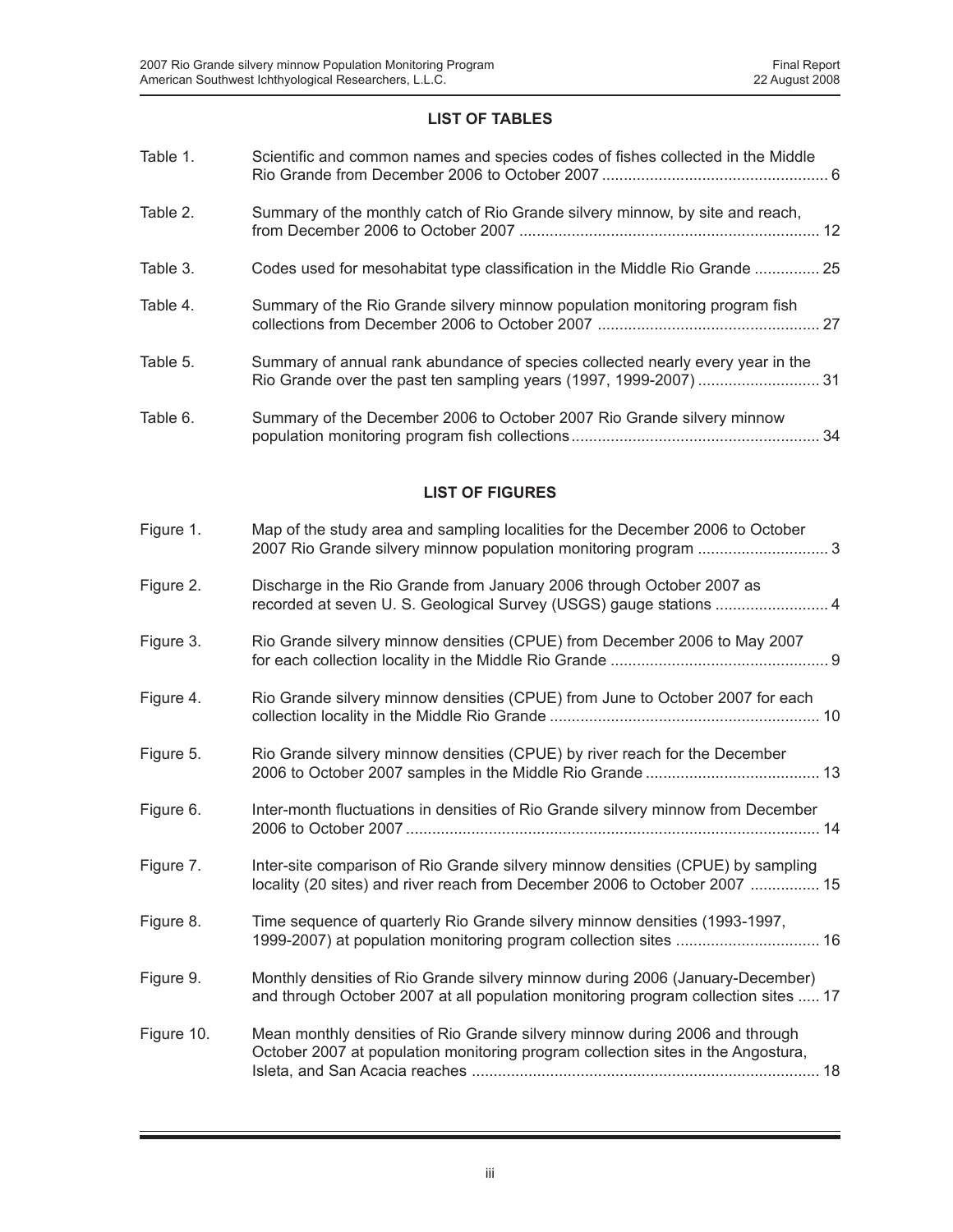## LIST OF TABLES

| | | |
|---|---|---|
| Table 1. | Scientific and common names and species codes of fishes collected in the Middle Rio Grande from December 2006 to October 2007 | 6 |
| Table 2. | Summary of the monthly catch of Rio Grande silvery minnow, by site and reach, from December 2006 to October 2007 | 12 |
| Table 3. | Codes used for mesohabitat type classification in the Middle Rio Grande | 25 |
| Table 4. | Summary of the Rio Grande silvery minnow population monitoring program fish collections from December 2006 to October 2007 | 27 |
| Table 5. | Summary of annual rank abundance of species collected nearly every year in the Rio Grande over the past ten sampling years (1997, 1999-2007) | 31 |
| Table 6. | Summary of the December 2006 to October 2007 Rio Grande silvery minnow population monitoring program fish collections | 34 |

## LIST OF FIGURES

| | | |
|---|---|---|
| Figure 1. | Map of the study area and sampling localities for the December 2006 to October 2007 Rio Grande silvery minnow population monitoring program | 3 |
| Figure 2. | Discharge in the Rio Grande from January 2006 through October 2007 as recorded at seven U. S. Geological Survey (USGS) gauge stations | 4 |
| Figure 3. | Rio Grande silvery minnow densities (CPUE) from December 2006 to May 2007 for each collection locality in the Middle Rio Grande | 9 |
| Figure 4. | Rio Grande silvery minnow densities (CPUE) from June to October 2007 for each collection locality in the Middle Rio Grande | 10 |
| Figure 5. | Rio Grande silvery minnow densities (CPUE) by river reach for the December 2006 to October 2007 samples in the Middle Rio Grande | 13 |
| Figure 6. | Inter-month fluctuations in densities of Rio Grande silvery minnow from December 2006 to October 2007 | 14 |
| Figure 7. | Inter-site comparison of Rio Grande silvery minnow densities (CPUE) by sampling locality (20 sites) and river reach from December 2006 to October 2007 | 15 |
| Figure 8. | Time sequence of quarterly Rio Grande silvery minnow densities (1993-1997, 1999-2007) at population monitoring program collection sites | 16 |
| Figure 9. | Monthly densities of Rio Grande silvery minnow during 2006 (January-December) and through October 2007 at all population monitoring program collection sites | 17 |
| Figure 10. | Mean monthly densities of Rio Grande silvery minnow during 2006 and through October 2007 at population monitoring program collection sites in the Angostura, Isleta, and San Acacia reaches | 18 |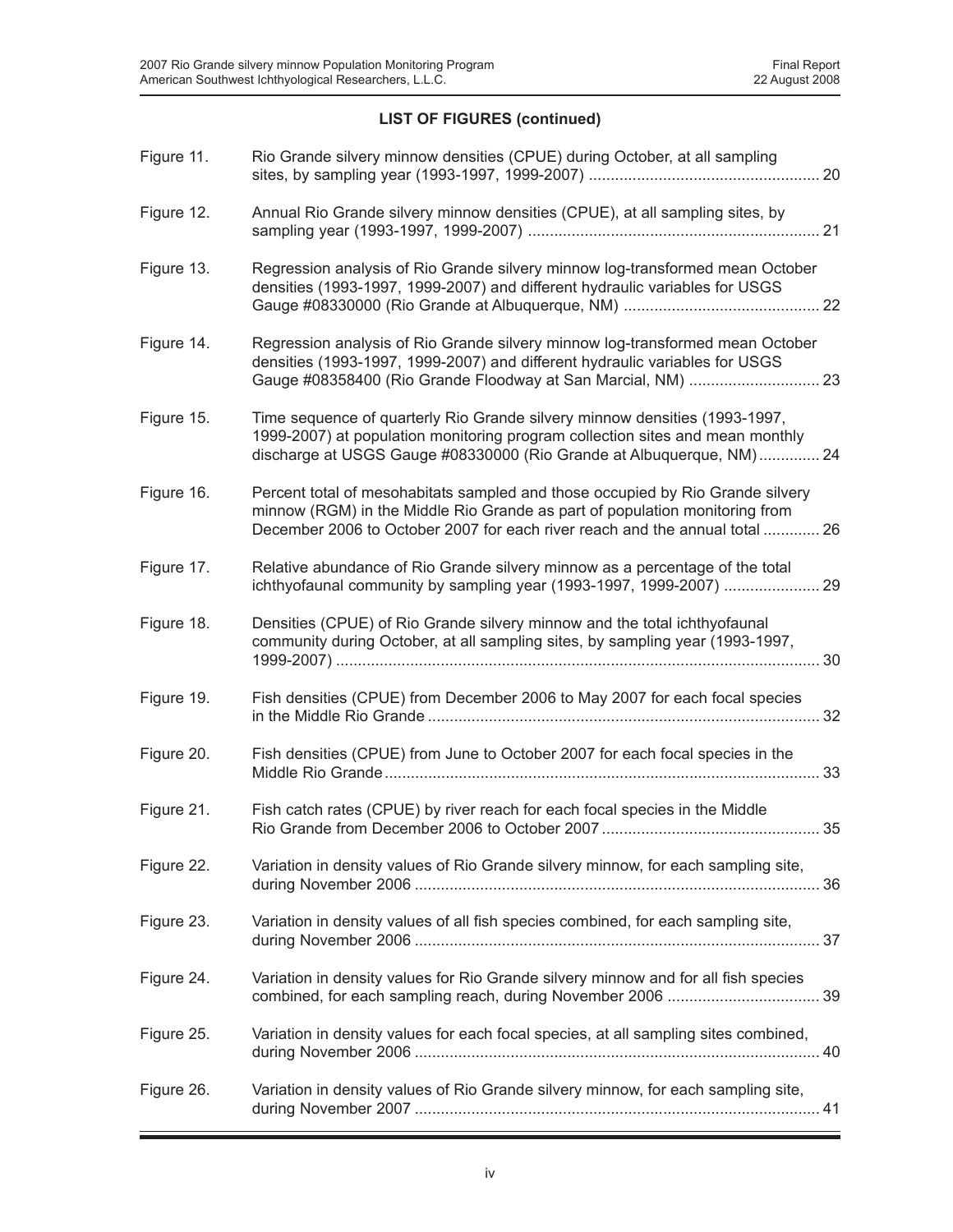**LIST OF FIGURES (continued)**

| | | |
|---|---|---|
| Figure 11. | Rio Grande silvery minnow densities (CPUE) during October, at all sampling sites, by sampling year (1993-1997, 1999-2007) | 20 |
| Figure 12. | Annual Rio Grande silvery minnow densities (CPUE), at all sampling sites, by sampling year (1993-1997, 1999-2007) | 21 |
| Figure 13. | Regression analysis of Rio Grande silvery minnow log-transformed mean October densities (1993-1997, 1999-2007) and different hydraulic variables for USGS Gauge #08330000 (Rio Grande at Albuquerque, NM) | 22 |
| Figure 14. | Regression analysis of Rio Grande silvery minnow log-transformed mean October densities (1993-1997, 1999-2007) and different hydraulic variables for USGS Gauge #08358400 (Rio Grande Floodway at San Marcial, NM) | 23 |
| Figure 15. | Time sequence of quarterly Rio Grande silvery minnow densities (1993-1997, 1999-2007) at population monitoring program collection sites and mean monthly discharge at USGS Gauge #08330000 (Rio Grande at Albuquerque, NM) | 24 |
| Figure 16. | Percent total of mesohabitats sampled and those occupied by Rio Grande silvery minnow (RGM) in the Middle Rio Grande as part of population monitoring from December 2006 to October 2007 for each river reach and the annual total | 26 |
| Figure 17. | Relative abundance of Rio Grande silvery minnow as a percentage of the total ichthyofaunal community by sampling year (1993-1997, 1999-2007) | 29 |
| Figure 18. | Densities (CPUE) of Rio Grande silvery minnow and the total ichthyofaunal community during October, at all sampling sites, by sampling year (1993-1997, 1999-2007) | 30 |
| Figure 19. | Fish densities (CPUE) from December 2006 to May 2007 for each focal species in the Middle Rio Grande | 32 |
| Figure 20. | Fish densities (CPUE) from June to October 2007 for each focal species in the Middle Rio Grande | 33 |
| Figure 21. | Fish catch rates (CPUE) by river reach for each focal species in the Middle Rio Grande from December 2006 to October 2007 | 35 |
| Figure 22. | Variation in density values of Rio Grande silvery minnow, for each sampling site, during November 2006 | 36 |
| Figure 23. | Variation in density values of all fish species combined, for each sampling site, during November 2006 | 37 |
| Figure 24. | Variation in density values for Rio Grande silvery minnow and for all fish species combined, for each sampling reach, during November 2006 | 39 |
| Figure 25. | Variation in density values for each focal species, at all sampling sites combined, during November 2006 | 40 |
| Figure 26. | Variation in density values of Rio Grande silvery minnow, for each sampling site, during November 2007 | 41 |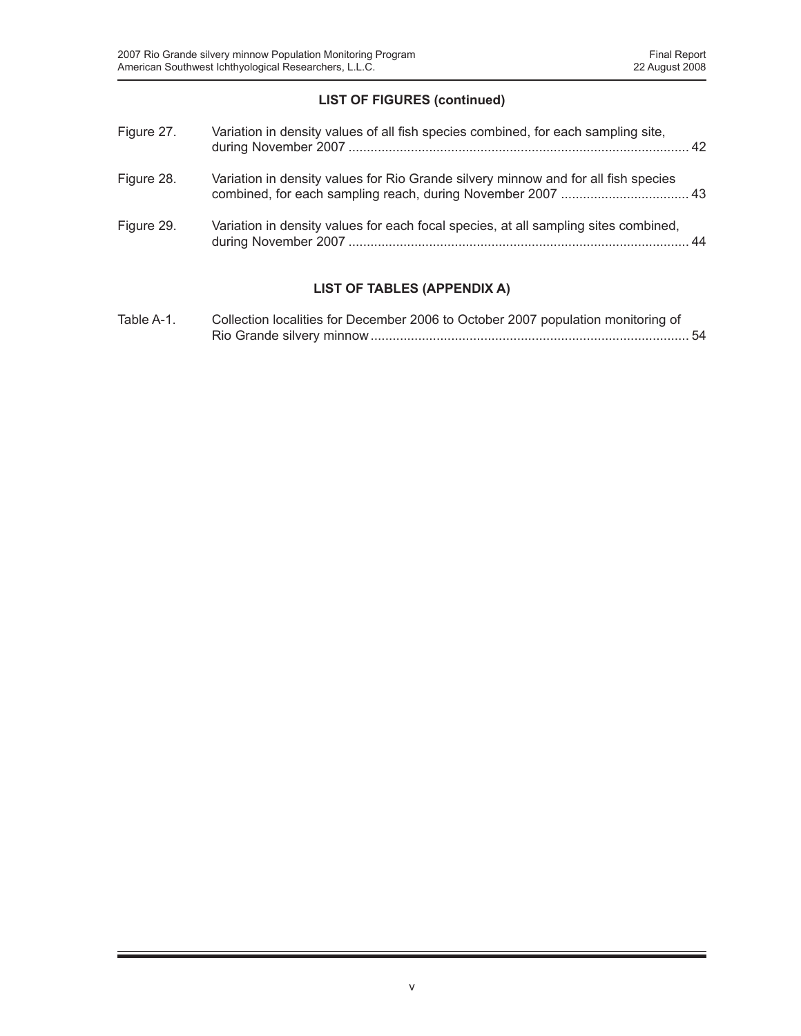## LIST OF FIGURES (continued)

| | | |
|---|---|---|
| Figure 27. | Variation in density values of all fish species combined, for each sampling site, during November 2007 | 42 |
| Figure 28. | Variation in density values for Rio Grande silvery minnow and for all fish species combined, for each sampling reach, during November 2007 | 43 |
| Figure 29. | Variation in density values for each focal species, at all sampling sites combined, during November 2007 | 44 |

## LIST OF TABLES (APPENDIX A)

| | | |
|---|---|---|
| Table A-1. | Collection localities for December 2006 to October 2007 population monitoring of Rio Grande silvery minnow | 54 |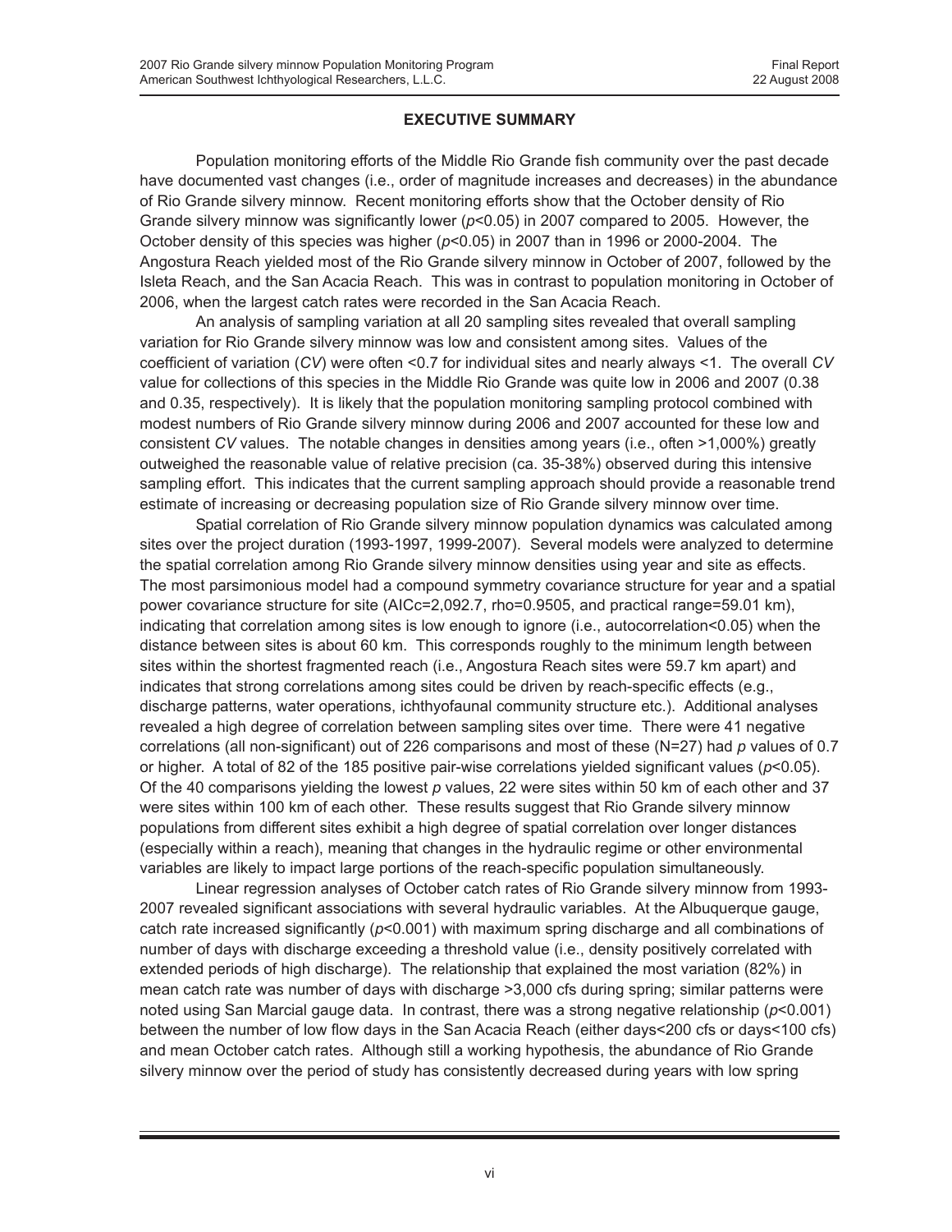## EXECUTIVE SUMMARY

Population monitoring efforts of the Middle Rio Grande fish community over the past decade have documented vast changes (i.e., order of magnitude increases and decreases) in the abundance of Rio Grande silvery minnow. Recent monitoring efforts show that the October density of Rio Grande silvery minnow was significantly lower ($p<0.05$) in 2007 compared to 2005. However, the October density of this species was higher ($p<0.05$) in 2007 than in 1996 or 2000-2004. The Angostura Reach yielded most of the Rio Grande silvery minnow in October of 2007, followed by the Isleta Reach, and the San Acacia Reach. This was in contrast to population monitoring in October of 2006, when the largest catch rates were recorded in the San Acacia Reach.

An analysis of sampling variation at all 20 sampling sites revealed that overall sampling variation for Rio Grande silvery minnow was low and consistent among sites. Values of the coefficient of variation (*CV*) were often <0.7 for individual sites and nearly always <1. The overall *CV* value for collections of this species in the Middle Rio Grande was quite low in 2006 and 2007 (0.38 and 0.35, respectively). It is likely that the population monitoring sampling protocol combined with modest numbers of Rio Grande silvery minnow during 2006 and 2007 accounted for these low and consistent *CV* values. The notable changes in densities among years (i.e., often >1,000%) greatly outweighed the reasonable value of relative precision (ca. 35-38%) observed during this intensive sampling effort. This indicates that the current sampling approach should provide a reasonable trend estimate of increasing or decreasing population size of Rio Grande silvery minnow over time.

Spatial correlation of Rio Grande silvery minnow population dynamics was calculated among sites over the project duration (1993-1997, 1999-2007). Several models were analyzed to determine the spatial correlation among Rio Grande silvery minnow densities using year and site as effects. The most parsimonious model had a compound symmetry covariance structure for year and a spatial power covariance structure for site (AICc=2,092.7, rho=0.9505, and practical range=59.01 km), indicating that correlation among sites is low enough to ignore (i.e., autocorrelation<0.05) when the distance between sites is about 60 km. This corresponds roughly to the minimum length between sites within the shortest fragmented reach (i.e., Angostura Reach sites were 59.7 km apart) and indicates that strong correlations among sites could be driven by reach-specific effects (e.g., discharge patterns, water operations, ichthyofaunal community structure etc.). Additional analyses revealed a high degree of correlation between sampling sites over time. There were 41 negative correlations (all non-significant) out of 226 comparisons and most of these (N=27) had $p$ values of 0.7 or higher. A total of 82 of the 185 positive pair-wise correlations yielded significant values ($p<0.05$). Of the 40 comparisons yielding the lowest $p$ values, 22 were sites within 50 km of each other and 37 were sites within 100 km of each other. These results suggest that Rio Grande silvery minnow populations from different sites exhibit a high degree of spatial correlation over longer distances (especially within a reach), meaning that changes in the hydraulic regime or other environmental variables are likely to impact large portions of the reach-specific population simultaneously.

Linear regression analyses of October catch rates of Rio Grande silvery minnow from 1993-2007 revealed significant associations with several hydraulic variables. At the Albuquerque gauge, catch rate increased significantly ($p<0.001$) with maximum spring discharge and all combinations of number of days with discharge exceeding a threshold value (i.e., density positively correlated with extended periods of high discharge). The relationship that explained the most variation (82%) in mean catch rate was number of days with discharge >3,000 cfs during spring; similar patterns were noted using San Marcial gauge data. In contrast, there was a strong negative relationship ($p<0.001$) between the number of low flow days in the San Acacia Reach (either days<200 cfs or days<100 cfs) and mean October catch rates. Although still a working hypothesis, the abundance of Rio Grande silvery minnow over the period of study has consistently decreased during years with low spring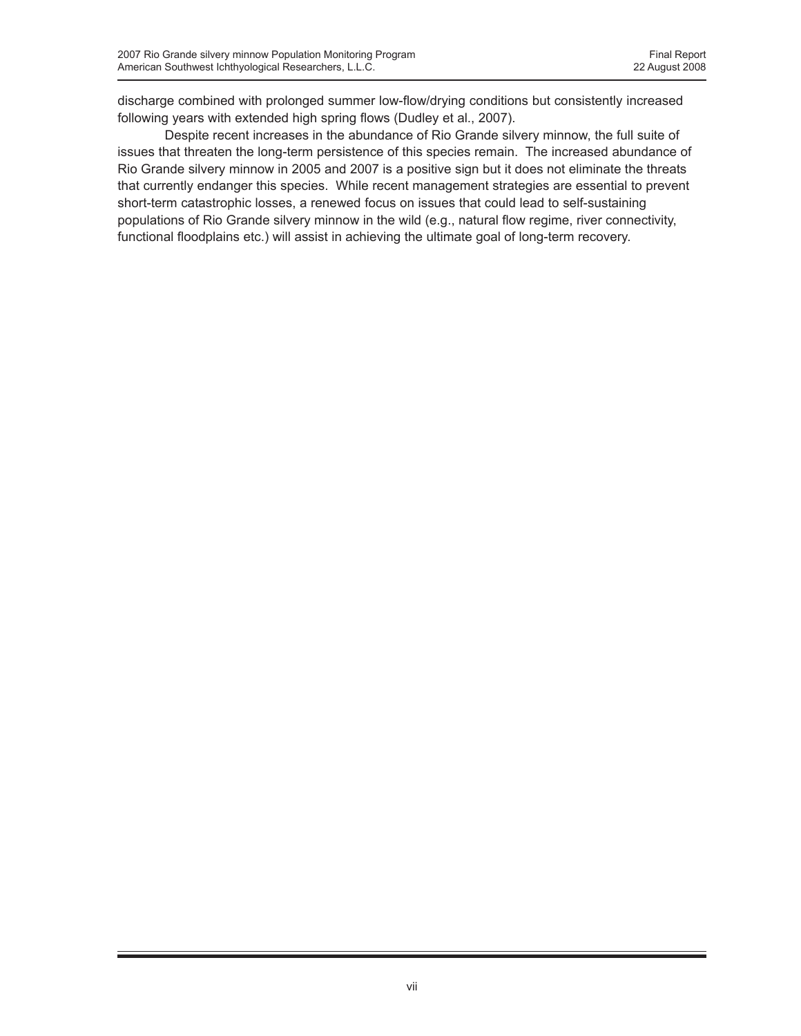discharge combined with prolonged summer low-flow/drying conditions but consistently increased following years with extended high spring flows (Dudley et al., 2007).

Despite recent increases in the abundance of Rio Grande silvery minnow, the full suite of issues that threaten the long-term persistence of this species remain. The increased abundance of Rio Grande silvery minnow in 2005 and 2007 is a positive sign but it does not eliminate the threats that currently endanger this species. While recent management strategies are essential to prevent short-term catastrophic losses, a renewed focus on issues that could lead to self-sustaining populations of Rio Grande silvery minnow in the wild (e.g., natural flow regime, river connectivity, functional floodplains etc.) will assist in achieving the ultimate goal of long-term recovery.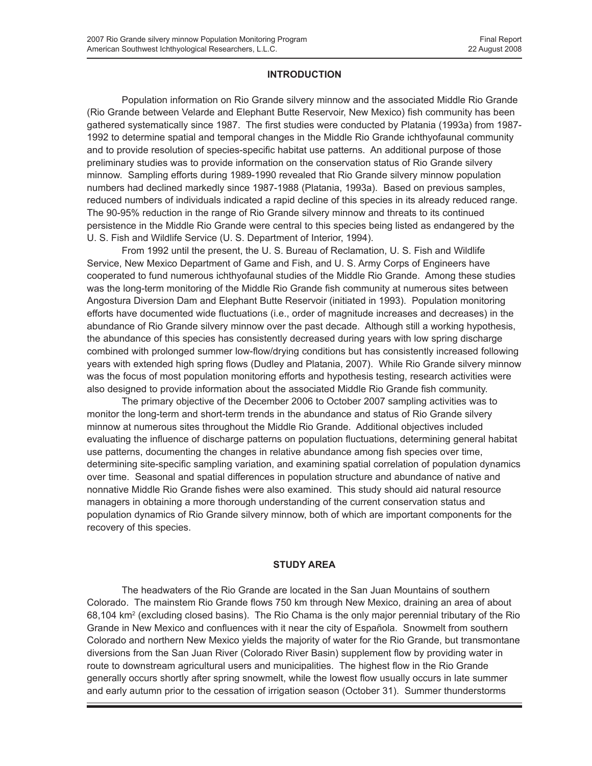## INTRODUCTION

Population information on Rio Grande silvery minnow and the associated Middle Rio Grande (Rio Grande between Velarde and Elephant Butte Reservoir, New Mexico) fish community has been gathered systematically since 1987. The first studies were conducted by Platania (1993a) from 1987-1992 to determine spatial and temporal changes in the Middle Rio Grande ichthyofaunal community and to provide resolution of species-specific habitat use patterns. An additional purpose of those preliminary studies was to provide information on the conservation status of Rio Grande silvery minnow. Sampling efforts during 1989-1990 revealed that Rio Grande silvery minnow population numbers had declined markedly since 1987-1988 (Platania, 1993a). Based on previous samples, reduced numbers of individuals indicated a rapid decline of this species in its already reduced range. The 90-95% reduction in the range of Rio Grande silvery minnow and threats to its continued persistence in the Middle Rio Grande were central to this species being listed as endangered by the U. S. Fish and Wildlife Service (U. S. Department of Interior, 1994).

From 1992 until the present, the U. S. Bureau of Reclamation, U. S. Fish and Wildlife Service, New Mexico Department of Game and Fish, and U. S. Army Corps of Engineers have cooperated to fund numerous ichthyofaunal studies of the Middle Rio Grande. Among these studies was the long-term monitoring of the Middle Rio Grande fish community at numerous sites between Angostura Diversion Dam and Elephant Butte Reservoir (initiated in 1993). Population monitoring efforts have documented wide fluctuations (i.e., order of magnitude increases and decreases) in the abundance of Rio Grande silvery minnow over the past decade. Although still a working hypothesis, the abundance of this species has consistently decreased during years with low spring discharge combined with prolonged summer low-flow/drying conditions but has consistently increased following years with extended high spring flows (Dudley and Platania, 2007). While Rio Grande silvery minnow was the focus of most population monitoring efforts and hypothesis testing, research activities were also designed to provide information about the associated Middle Rio Grande fish community.

The primary objective of the December 2006 to October 2007 sampling activities was to monitor the long-term and short-term trends in the abundance and status of Rio Grande silvery minnow at numerous sites throughout the Middle Rio Grande. Additional objectives included evaluating the influence of discharge patterns on population fluctuations, determining general habitat use patterns, documenting the changes in relative abundance among fish species over time, determining site-specific sampling variation, and examining spatial correlation of population dynamics over time. Seasonal and spatial differences in population structure and abundance of native and nonnative Middle Rio Grande fishes were also examined. This study should aid natural resource managers in obtaining a more thorough understanding of the current conservation status and population dynamics of Rio Grande silvery minnow, both of which are important components for the recovery of this species.

## STUDY AREA

The headwaters of the Rio Grande are located in the San Juan Mountains of southern Colorado. The mainstem Rio Grande flows 750 km through New Mexico, draining an area of about 68,104 $km^2$ (excluding closed basins). The Rio Chama is the only major perennial tributary of the Rio Grande in New Mexico and confluences with it near the city of Española. Snowmelt from southern Colorado and northern New Mexico yields the majority of water for the Rio Grande, but transmontane diversions from the San Juan River (Colorado River Basin) supplement flow by providing water in route to downstream agricultural users and municipalities. The highest flow in the Rio Grande generally occurs shortly after spring snowmelt, while the lowest flow usually occurs in late summer and early autumn prior to the cessation of irrigation season (October 31). Summer thunderstorms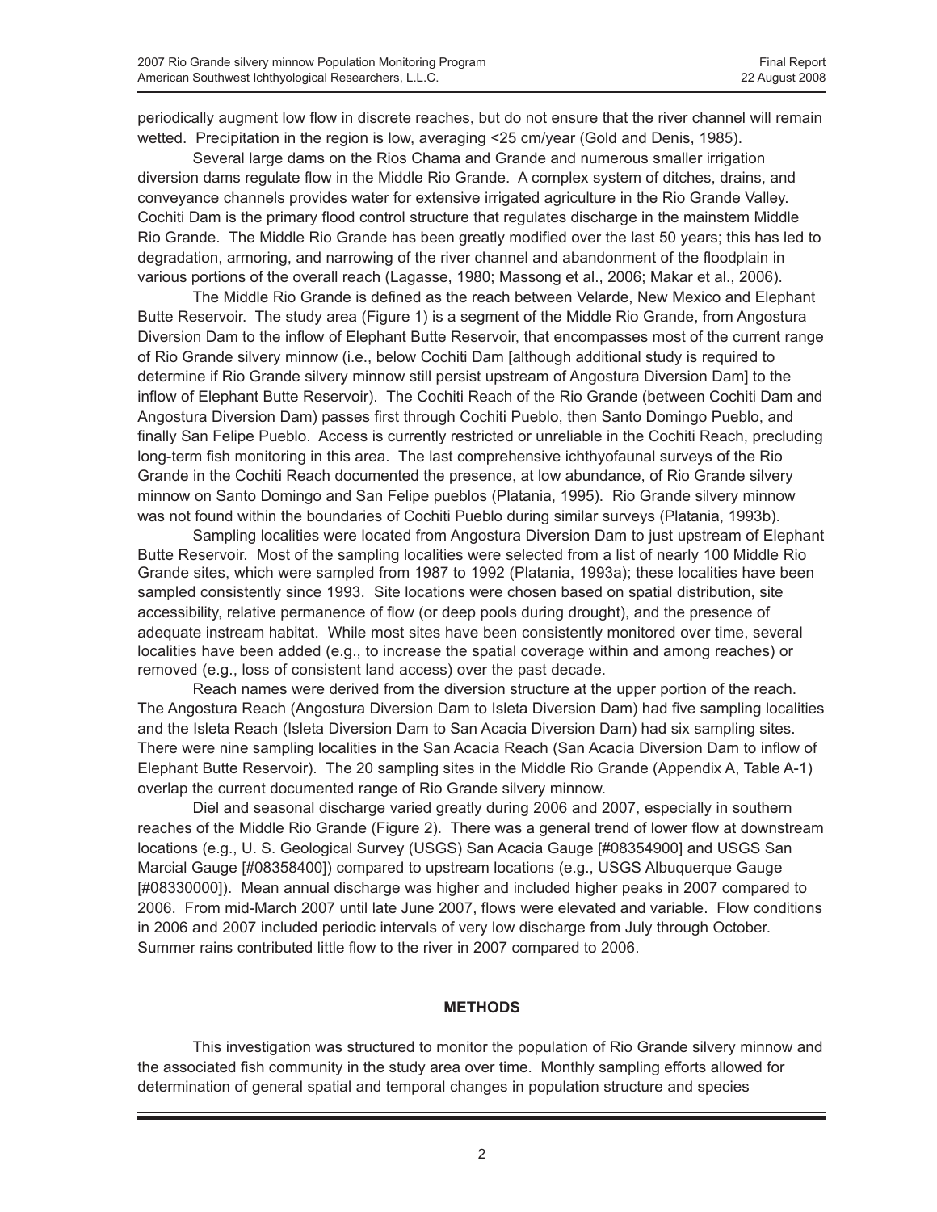periodically augment low flow in discrete reaches, but do not ensure that the river channel will remain wetted. Precipitation in the region is low, averaging <25 cm/year (Gold and Denis, 1985).

Several large dams on the Rios Chama and Grande and numerous smaller irrigation diversion dams regulate flow in the Middle Rio Grande. A complex system of ditches, drains, and conveyance channels provides water for extensive irrigated agriculture in the Rio Grande Valley. Cochiti Dam is the primary flood control structure that regulates discharge in the mainstem Middle Rio Grande. The Middle Rio Grande has been greatly modified over the last 50 years; this has led to degradation, armoring, and narrowing of the river channel and abandonment of the floodplain in various portions of the overall reach (Lagasse, 1980; Massong et al., 2006; Makar et al., 2006).

The Middle Rio Grande is defined as the reach between Velarde, New Mexico and Elephant Butte Reservoir. The study area (Figure 1) is a segment of the Middle Rio Grande, from Angostura Diversion Dam to the inflow of Elephant Butte Reservoir, that encompasses most of the current range of Rio Grande silvery minnow (i.e., below Cochiti Dam [although additional study is required to determine if Rio Grande silvery minnow still persist upstream of Angostura Diversion Dam] to the inflow of Elephant Butte Reservoir). The Cochiti Reach of the Rio Grande (between Cochiti Dam and Angostura Diversion Dam) passes first through Cochiti Pueblo, then Santo Domingo Pueblo, and finally San Felipe Pueblo. Access is currently restricted or unreliable in the Cochiti Reach, precluding long-term fish monitoring in this area. The last comprehensive ichthyofaunal surveys of the Rio Grande in the Cochiti Reach documented the presence, at low abundance, of Rio Grande silvery minnow on Santo Domingo and San Felipe pueblos (Platania, 1995). Rio Grande silvery minnow was not found within the boundaries of Cochiti Pueblo during similar surveys (Platania, 1993b).

Sampling localities were located from Angostura Diversion Dam to just upstream of Elephant Butte Reservoir. Most of the sampling localities were selected from a list of nearly 100 Middle Rio Grande sites, which were sampled from 1987 to 1992 (Platania, 1993a); these localities have been sampled consistently since 1993. Site locations were chosen based on spatial distribution, site accessibility, relative permanence of flow (or deep pools during drought), and the presence of adequate instream habitat. While most sites have been consistently monitored over time, several localities have been added (e.g., to increase the spatial coverage within and among reaches) or removed (e.g., loss of consistent land access) over the past decade.

Reach names were derived from the diversion structure at the upper portion of the reach. The Angostura Reach (Angostura Diversion Dam to Isleta Diversion Dam) had five sampling localities and the Isleta Reach (Isleta Diversion Dam to San Acacia Diversion Dam) had six sampling sites. There were nine sampling localities in the San Acacia Reach (San Acacia Diversion Dam to inflow of Elephant Butte Reservoir). The 20 sampling sites in the Middle Rio Grande (Appendix A, Table A-1) overlap the current documented range of Rio Grande silvery minnow.

Diel and seasonal discharge varied greatly during 2006 and 2007, especially in southern reaches of the Middle Rio Grande (Figure 2). There was a general trend of lower flow at downstream locations (e.g., U. S. Geological Survey (USGS) San Acacia Gauge [#08354900] and USGS San Marcial Gauge [#08358400]) compared to upstream locations (e.g., USGS Albuquerque Gauge [#08330000]). Mean annual discharge was higher and included higher peaks in 2007 compared to 2006. From mid-March 2007 until late June 2007, flows were elevated and variable. Flow conditions in 2006 and 2007 included periodic intervals of very low discharge from July through October. Summer rains contributed little flow to the river in 2007 compared to 2006.

## METHODS

This investigation was structured to monitor the population of Rio Grande silvery minnow and the associated fish community in the study area over time. Monthly sampling efforts allowed for determination of general spatial and temporal changes in population structure and species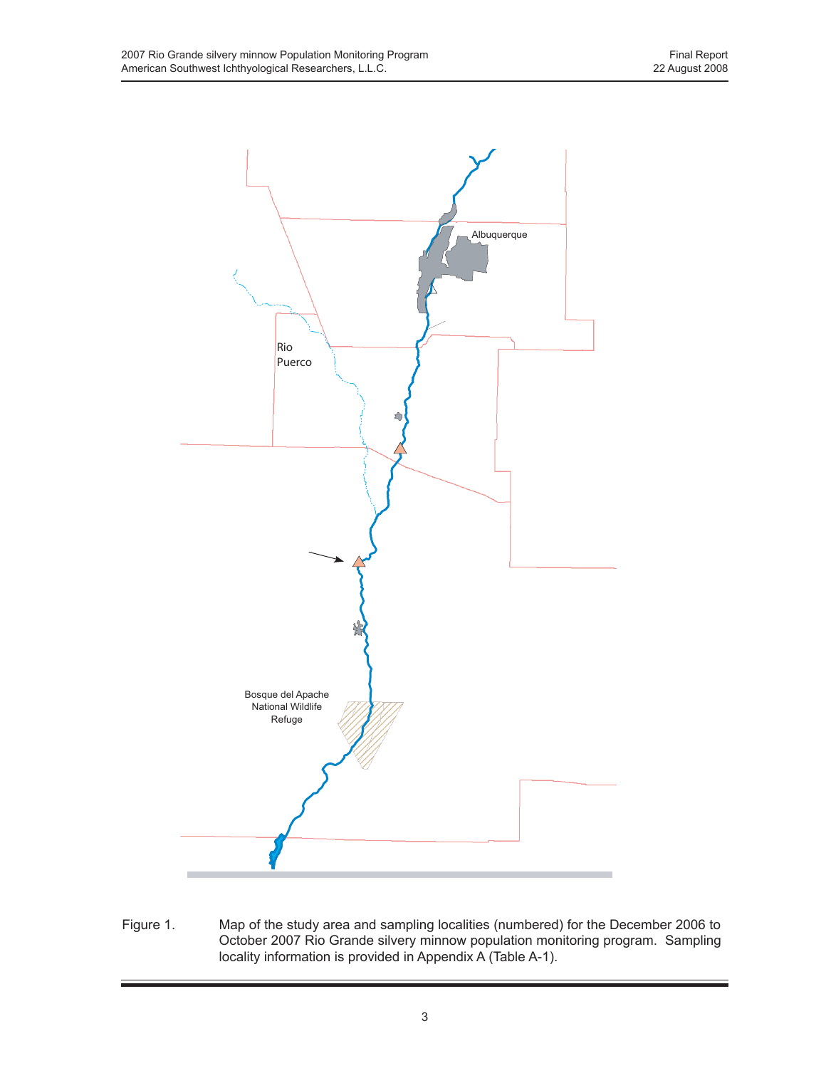Albuquerque

Rio
Puerco

Bosque del Apache
National Wildlife
Refuge

Figure 1. Map of the study area and sampling localities (numbered) for the December 2006 to October 2007 Rio Grande silvery minnow population monitoring program. Sampling locality information is provided in Appendix A (Table A-1).